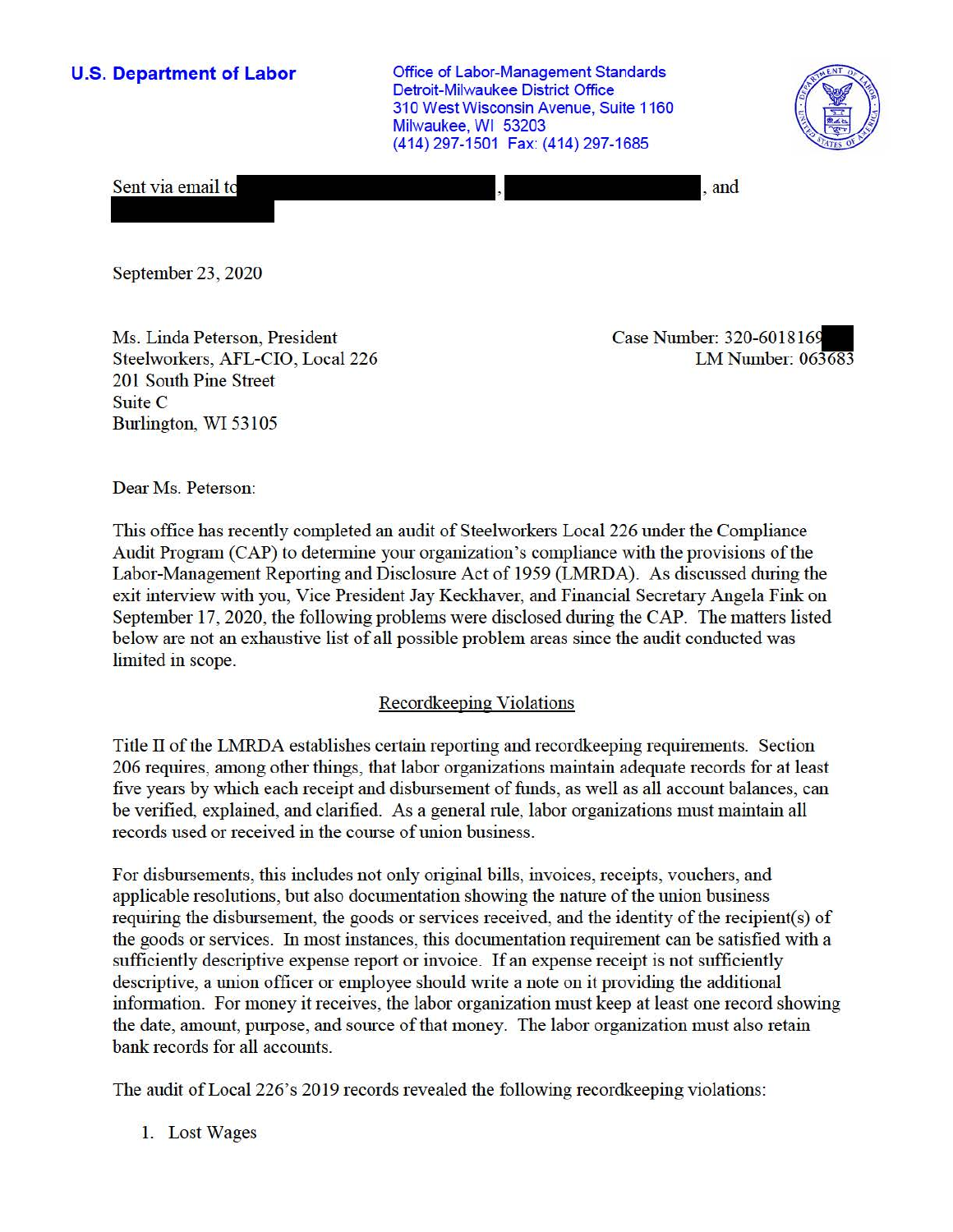**U.S. Department of Labor**

Office of Labor-Management Standards
Detroit-Milwaukee District Office
310 West Wisconsin Avenue, Suite 1160
Milwaukee, WI 53203
(414) 297-1501 Fax: (414) 297-1685

Sent via email to , , and

September 23, 2020

Ms. Linda Peterson, President
Steelworkers, AFL-CIO, Local 226
201 South Pine Street
Suite C
Burlington, WI 53105

Case Number: 320-6018169
LM Number: 063683

Dear Ms. Peterson:

This office has recently completed an audit of Steelworkers Local 226 under the Compliance Audit Program (CAP) to determine your organization's compliance with the provisions of the Labor-Management Reporting and Disclosure Act of 1959 (LMRDA). As discussed during the exit interview with you, Vice President Jay Keckhaver, and Financial Secretary Angela Fink on September 17, 2020, the following problems were disclosed during the CAP. The matters listed below are not an exhaustive list of all possible problem areas since the audit conducted was limited in scope.

## Recordkeeping Violations

Title II of the LMRDA establishes certain reporting and recordkeeping requirements. Section 206 requires, among other things, that labor organizations maintain adequate records for at least five years by which each receipt and disbursement of funds, as well as all account balances, can be verified, explained, and clarified. As a general rule, labor organizations must maintain all records used or received in the course of union business.

For disbursements, this includes not only original bills, invoices, receipts, vouchers, and applicable resolutions, but also documentation showing the nature of the union business requiring the disbursement, the goods or services received, and the identity of the recipient(s) of the goods or services. In most instances, this documentation requirement can be satisfied with a sufficiently descriptive expense report or invoice. If an expense receipt is not sufficiently descriptive, a union officer or employee should write a note on it providing the additional information. For money it receives, the labor organization must keep at least one record showing the date, amount, purpose, and source of that money. The labor organization must also retain bank records for all accounts.

The audit of Local 226's 2019 records revealed the following recordkeeping violations:

1. Lost Wages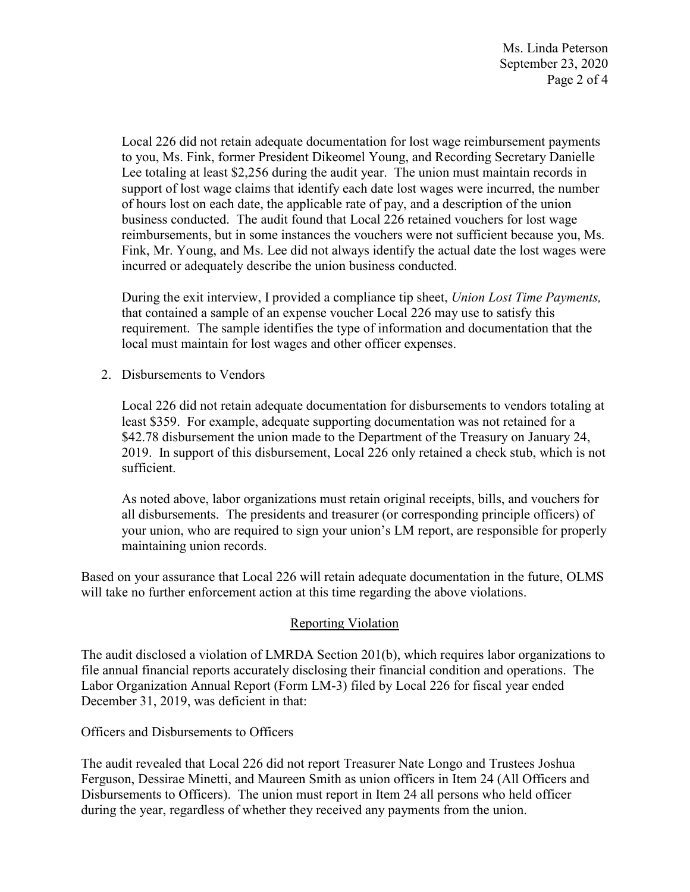Local 226 did not retain adequate documentation for lost wage reimbursement payments to you, Ms. Fink, former President Dikeomel Young, and Recording Secretary Danielle Lee totaling at least $2,256 during the audit year. The union must maintain records in support of lost wage claims that identify each date lost wages were incurred, the number of hours lost on each date, the applicable rate of pay, and a description of the union business conducted. The audit found that Local 226 retained vouchers for lost wage reimbursements, but in some instances the vouchers were not sufficient because you, Ms. Fink, Mr. Young, and Ms. Lee did not always identify the actual date the lost wages were incurred or adequately describe the union business conducted.

During the exit interview, I provided a compliance tip sheet, *Union Lost Time Payments,* that contained a sample of an expense voucher Local 226 may use to satisfy this requirement. The sample identifies the type of information and documentation that the local must maintain for lost wages and other officer expenses.

2. Disbursements to Vendors

   Local 226 did not retain adequate documentation for disbursements to vendors totaling at least $359. For example, adequate supporting documentation was not retained for a $42.78 disbursement the union made to the Department of the Treasury on January 24, 2019. In support of this disbursement, Local 226 only retained a check stub, which is not sufficient.

   As noted above, labor organizations must retain original receipts, bills, and vouchers for all disbursements. The presidents and treasurer (or corresponding principle officers) of your union, who are required to sign your union's LM report, are responsible for properly maintaining union records.

Based on your assurance that Local 226 will retain adequate documentation in the future, OLMS will take no further enforcement action at this time regarding the above violations.

## Reporting Violation

The audit disclosed a violation of LMRDA Section 201(b), which requires labor organizations to file annual financial reports accurately disclosing their financial condition and operations. The Labor Organization Annual Report (Form LM-3) filed by Local 226 for fiscal year ended December 31, 2019, was deficient in that:

Officers and Disbursements to Officers

The audit revealed that Local 226 did not report Treasurer Nate Longo and Trustees Joshua Ferguson, Dessirae Minetti, and Maureen Smith as union officers in Item 24 (All Officers and Disbursements to Officers). The union must report in Item 24 all persons who held officer during the year, regardless of whether they received any payments from the union.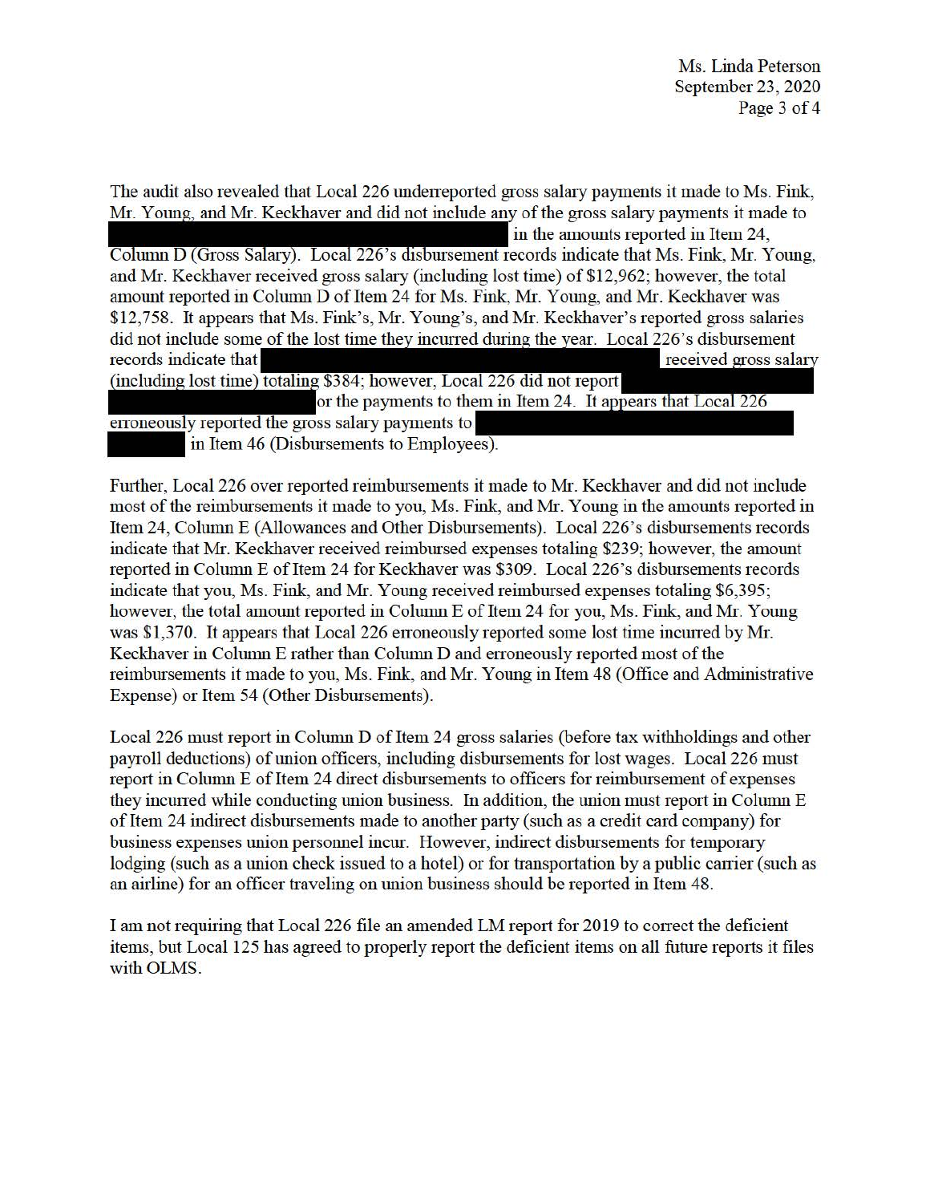The audit also revealed that Local 226 underreported gross salary payments it made to Ms. Fink, Mr. Young, and Mr. Keckhaver and did not include any of the gross salary payments it made to [REDACTED] in the amounts reported in Item 24, Column D (Gross Salary). Local 226's disbursement records indicate that Ms. Fink, Mr. Young, and Mr. Keckhaver received gross salary (including lost time) of $12,962; however, the total amount reported in Column D of Item 24 for Ms. Fink, Mr. Young, and Mr. Keckhaver was $12,758. It appears that Ms. Fink's, Mr. Young's, and Mr. Keckhaver's reported gross salaries did not include some of the lost time they incurred during the year. Local 226's disbursement records indicate that [REDACTED] received gross salary (including lost time) totaling $384; however, Local 226 did not report [REDACTED] or the payments to them in Item 24. It appears that Local 226 erroneously reported the gross salary payments to [REDACTED] in Item 46 (Disbursements to Employees).

Further, Local 226 over reported reimbursements it made to Mr. Keckhaver and did not include most of the reimbursements it made to you, Ms. Fink, and Mr. Young in the amounts reported in Item 24, Column E (Allowances and Other Disbursements). Local 226's disbursements records indicate that Mr. Keckhaver received reimbursed expenses totaling $239; however, the amount reported in Column E of Item 24 for Keckhaver was $309. Local 226's disbursements records indicate that you, Ms. Fink, and Mr. Young received reimbursed expenses totaling $6,395; however, the total amount reported in Column E of Item 24 for you, Ms. Fink, and Mr. Young was $1,370. It appears that Local 226 erroneously reported some lost time incurred by Mr. Keckhaver in Column E rather than Column D and erroneously reported most of the reimbursements it made to you, Ms. Fink, and Mr. Young in Item 48 (Office and Administrative Expense) or Item 54 (Other Disbursements).

Local 226 must report in Column D of Item 24 gross salaries (before tax withholdings and other payroll deductions) of union officers, including disbursements for lost wages. Local 226 must report in Column E of Item 24 direct disbursements to officers for reimbursement of expenses they incurred while conducting union business. In addition, the union must report in Column E of Item 24 indirect disbursements made to another party (such as a credit card company) for business expenses union personnel incur. However, indirect disbursements for temporary lodging (such as a union check issued to a hotel) or for transportation by a public carrier (such as an airline) for an officer traveling on union business should be reported in Item 48.

I am not requiring that Local 226 file an amended LM report for 2019 to correct the deficient items, but Local 125 has agreed to properly report the deficient items on all future reports it files with OLMS.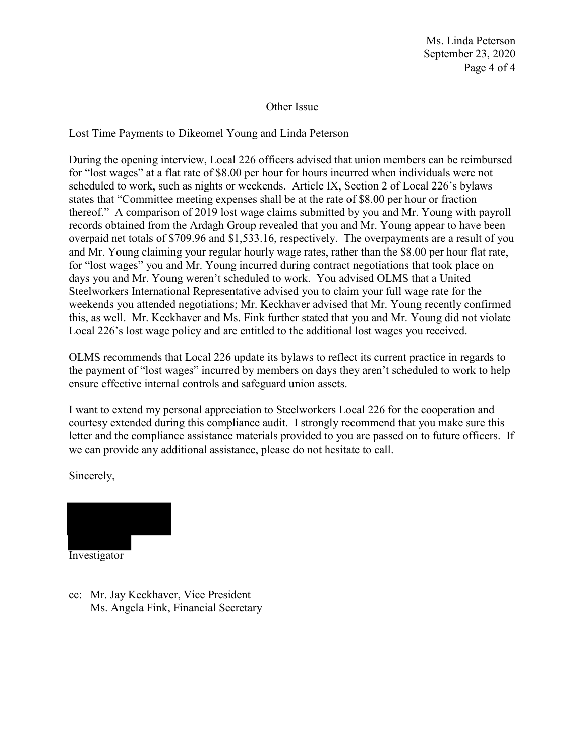Ms. Linda Peterson
September 23, 2020

## Other Issue

Lost Time Payments to Dikeomel Young and Linda Peterson

During the opening interview, Local 226 officers advised that union members can be reimbursed for "lost wages" at a flat rate of $8.00 per hour for hours incurred when individuals were not scheduled to work, such as nights or weekends. Article IX, Section 2 of Local 226's bylaws states that "Committee meeting expenses shall be at the rate of $8.00 per hour or fraction thereof." A comparison of 2019 lost wage claims submitted by you and Mr. Young with payroll records obtained from the Ardagh Group revealed that you and Mr. Young appear to have been overpaid net totals of $709.96 and $1,533.16, respectively. The overpayments are a result of you and Mr. Young claiming your regular hourly wage rates, rather than the $8.00 per hour flat rate, for "lost wages" you and Mr. Young incurred during contract negotiations that took place on days you and Mr. Young weren't scheduled to work. You advised OLMS that a United Steelworkers International Representative advised you to claim your full wage rate for the weekends you attended negotiations; Mr. Keckhaver advised that Mr. Young recently confirmed this, as well. Mr. Keckhaver and Ms. Fink further stated that you and Mr. Young did not violate Local 226's lost wage policy and are entitled to the additional lost wages you received.

OLMS recommends that Local 226 update its bylaws to reflect its current practice in regards to the payment of "lost wages" incurred by members on days they aren't scheduled to work to help ensure effective internal controls and safeguard union assets.

I want to extend my personal appreciation to Steelworkers Local 226 for the cooperation and courtesy extended during this compliance audit. I strongly recommend that you make sure this letter and the compliance assistance materials provided to you are passed on to future officers. If we can provide any additional assistance, please do not hesitate to call.

Sincerely,

Investigator

cc: Mr. Jay Keckhaver, Vice President
Ms. Angela Fink, Financial Secretary